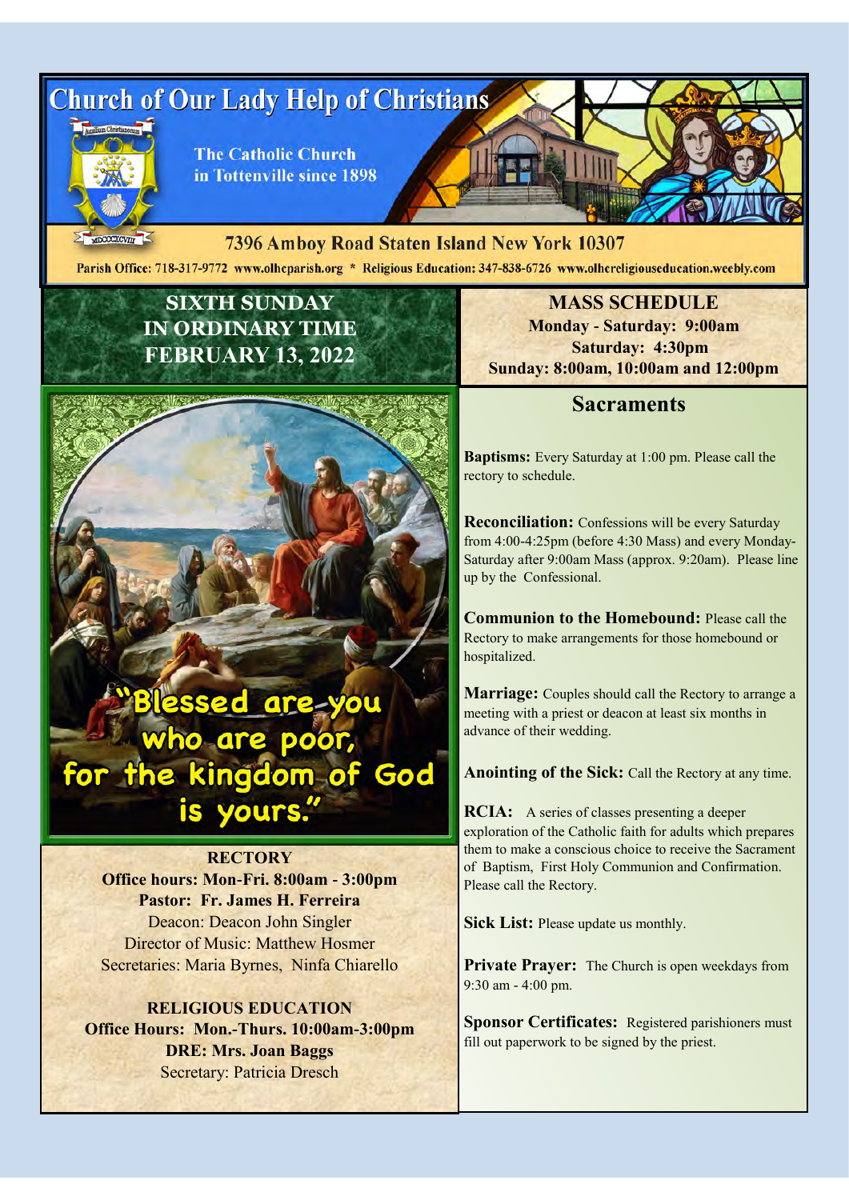# Church of Our Lady Help of Christians

The Catholic Church in Tottenville since 1898

7396 Amboy Road Staten Island New York 10307

Parish Office: 718-317-9772 www.olhcparish.org * Religious Education: 347-838-6726 www.olhcreligiouseducation.weebly.com

## SIXTH SUNDAY IN ORDINARY TIME FEBRUARY 13, 2022

"Blessed are you who are poor, for the kingdom of God is yours."

**RECTORY**

**Office hours: Mon-Fri. 8:00am - 3:00pm**

**Pastor: Fr. James H. Ferreira**

Deacon: Deacon John Singler

Director of Music: Matthew Hosmer

Secretaries: Maria Byrnes, Ninfa Chiarello

**RELIGIOUS EDUCATION**

**Office Hours: Mon.-Thurs. 10:00am-3:00pm**

**DRE: Mrs. Joan Baggs**

Secretary: Patricia Dresch

## MASS SCHEDULE

**Monday - Saturday: 9:00am**

**Saturday: 4:30pm**

**Sunday: 8:00am, 10:00am and 12:00pm**

## Sacraments

**Baptisms:** Every Saturday at 1:00 pm. Please call the rectory to schedule.

**Reconciliation:** Confessions will be every Saturday from 4:00-4:25pm (before 4:30 Mass) and every Monday-Saturday after 9:00am Mass (approx. 9:20am). Please line up by the Confessional.

**Communion to the Homebound:** Please call the Rectory to make arrangements for those homebound or hospitalized.

**Marriage:** Couples should call the Rectory to arrange a meeting with a priest or deacon at least six months in advance of their wedding.

**Anointing of the Sick:** Call the Rectory at any time.

**RCIA:** A series of classes presenting a deeper exploration of the Catholic faith for adults which prepares them to make a conscious choice to receive the Sacrament of Baptism, First Holy Communion and Confirmation. Please call the Rectory.

**Sick List:** Please update us monthly.

**Private Prayer:** The Church is open weekdays from 9:30 am - 4:00 pm.

**Sponsor Certificates:** Registered parishioners must fill out paperwork to be signed by the priest.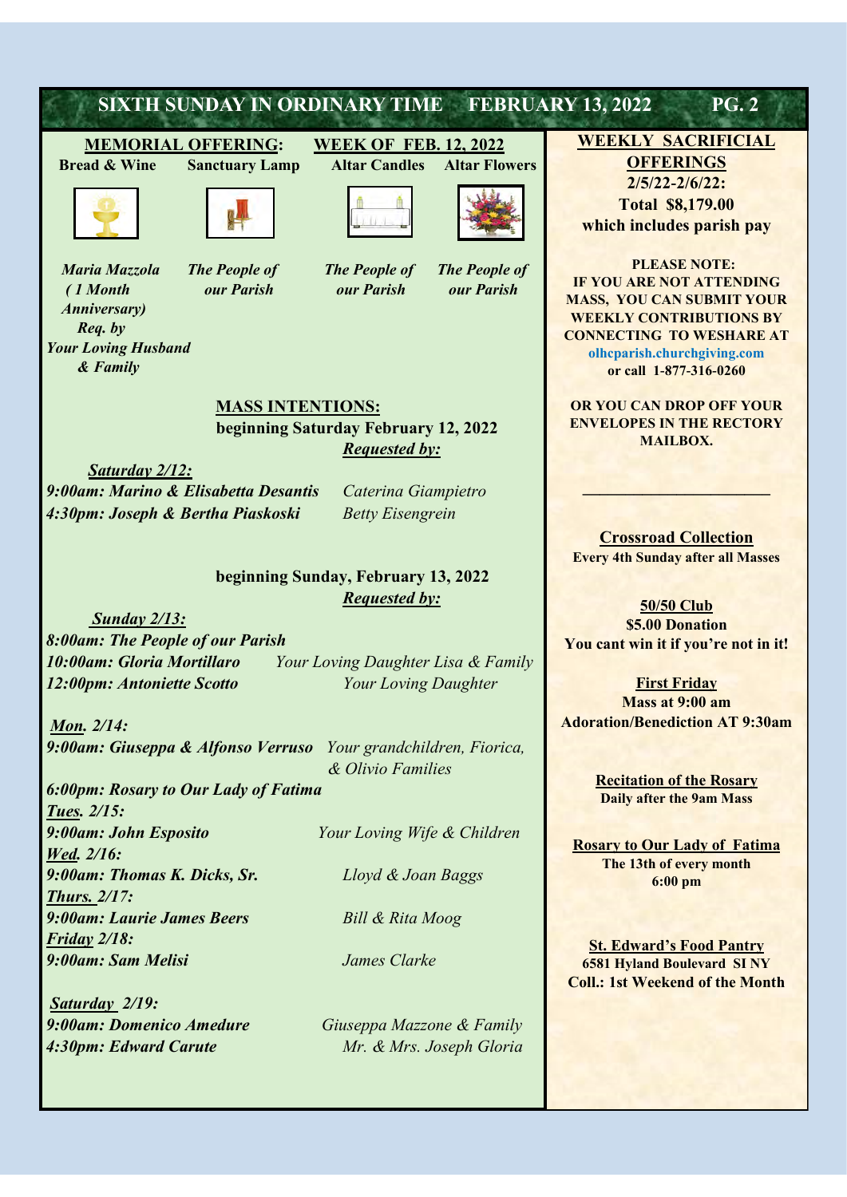## MEMORIAL OFFERING: WEEK OF FEB. 12, 2022

| Bread & Wine | Sanctuary Lamp | Altar Candles | Altar Flowers |
|---|---|---|---|
| *Maria Mazzola (1 Month Anniversary) Req. by Your Loving Husband & Family* | *The People of our Parish* | *The People of our Parish* | *The People of our Parish* |

## MASS INTENTIONS:

**beginning Saturday February 12, 2022**

***Requested by:***

***Saturday 2/12:***

*9:00am: Marino & Elisabetta Desantis* — *Caterina Giampietro*
*4:30pm: Joseph & Bertha Piaskoski* — *Betty Eisengrein*

**beginning Sunday, February 13, 2022**

***Requested by:***

***Sunday 2/13:***

*8:00am: The People of our Parish*
*10:00am: Gloria Mortillaro* — *Your Loving Daughter Lisa & Family*
*12:00pm: Antoniette Scotto* — *Your Loving Daughter*

***Mon. 2/14:***

*9:00am: Giuseppa & Alfonso Verruso* — *Your grandchildren, Fiorica, & Olivio Families*
*6:00pm: Rosary to Our Lady of Fatima*

***Tues. 2/15:***

*9:00am: John Esposito* — *Your Loving Wife & Children*

***Wed. 2/16:***

*9:00am: Thomas K. Dicks, Sr.* — *Lloyd & Joan Baggs*

***Thurs. 2/17:***

*9:00am: Laurie James Beers* — *Bill & Rita Moog*

***Friday 2/18:***

*9:00am: Sam Melisi* — *James Clarke*

***Saturday 2/19:***

*9:00am: Domenico Amedure* — *Giuseppa Mazzone & Family*
*4:30pm: Edward Carute* — *Mr. & Mrs. Joseph Gloria*

---

## WEEKLY SACRIFICIAL OFFERINGS

**2/5/22-2/6/22:**
**Total $8,179.00**
**which includes parish pay**

**PLEASE NOTE:**
**IF YOU ARE NOT ATTENDING MASS, YOU CAN SUBMIT YOUR WEEKLY CONTRIBUTIONS BY CONNECTING TO WESHARE AT olhcparish.churchgiving.com or call 1-877-316-0260**

**OR YOU CAN DROP OFF YOUR ENVELOPES IN THE RECTORY MAILBOX.**

---

**Crossroad Collection**
**Every 4th Sunday after all Masses**

**50/50 Club**
**$5.00 Donation**
**You cant win it if you're not in it!**

**First Friday**
**Mass at 9:00 am**
**Adoration/Benediction AT 9:30am**

**Recitation of the Rosary**
**Daily after the 9am Mass**

**Rosary to Our Lady of Fatima**
**The 13th of every month**
**6:00 pm**

**St. Edward's Food Pantry**
**6581 Hyland Boulevard SI NY**
**Coll.: 1st Weekend of the Month**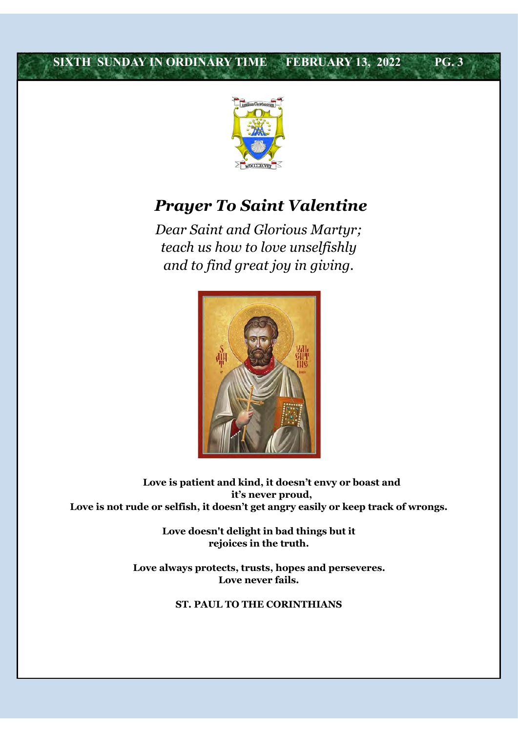## *Prayer To Saint Valentine*

*Dear Saint and Glorious Martyr;*
*teach us how to love unselfishly*
*and to find great joy in giving.*

**Love is patient and kind, it doesn't envy or boast and it's never proud,**
**Love is not rude or selfish, it doesn't get angry easily or keep track of wrongs.**

**Love doesn't delight in bad things but it rejoices in the truth.**

**Love always protects, trusts, hopes and perseveres.**
**Love never fails.**

**ST. PAUL TO THE CORINTHIANS**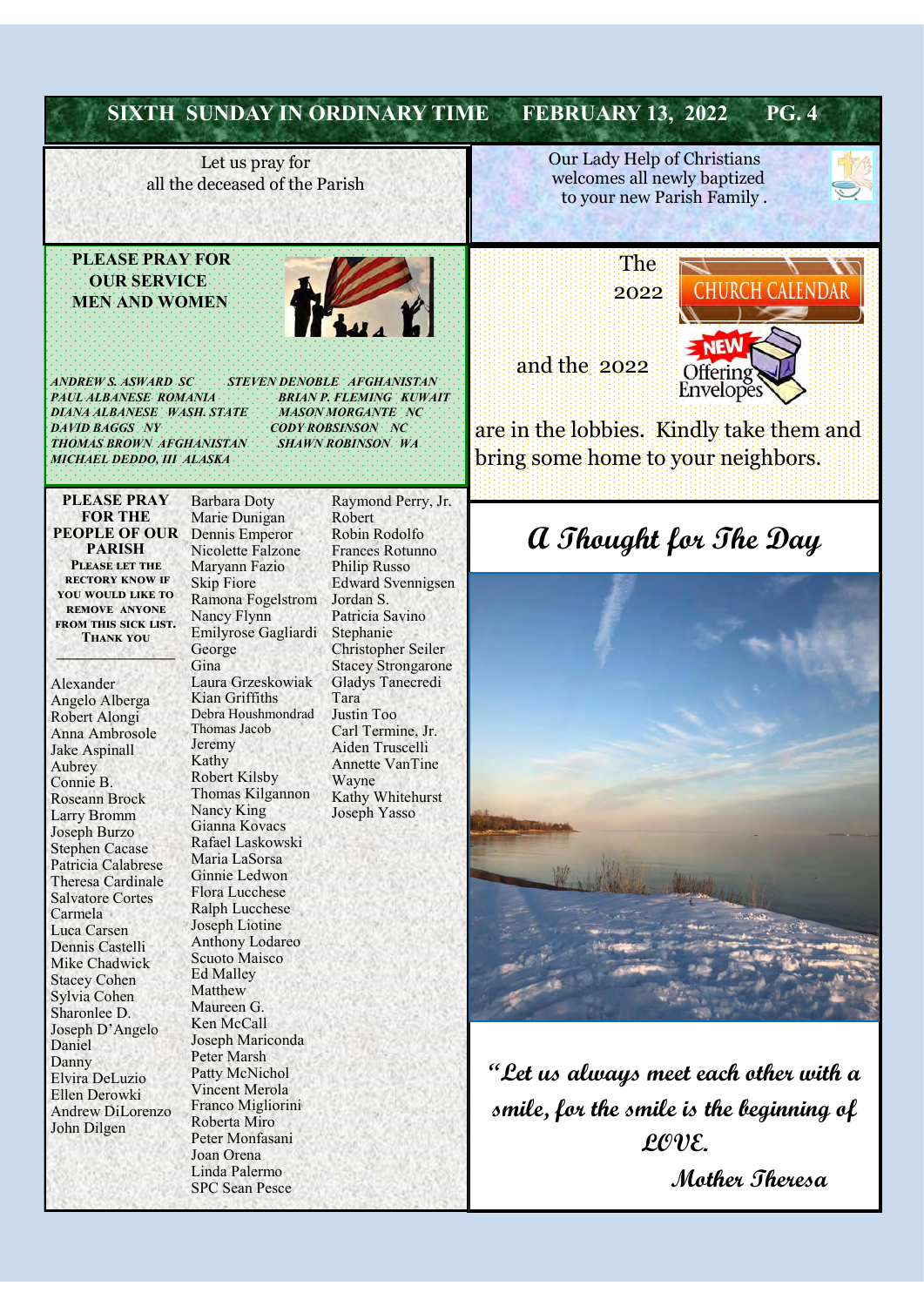Let us pray for all the deceased of the Parish

Our Lady Help of Christians welcomes all newly baptized to your new Parish Family .

## PLEASE PRAY FOR OUR SERVICE MEN AND WOMEN

*ANDREW S. ASWARD SC*
*PAUL ALBANESE ROMANIA*
*DIANA ALBANESE WASH. STATE*
*DAVID BAGGS NY*
*THOMAS BROWN AFGHANISTAN*
*MICHAEL DEDDO, III ALASKA*
*STEVEN DENOBLE AFGHANISTAN*
*BRIAN P. FLEMING KUWAIT*
*MASON MORGANTE NC*
*CODY ROBSINSON NC*
*SHAWN ROBINSON WA*

The 2022 CHURCH CALENDAR and the 2022 NEW Offering Envelopes are in the lobbies. Kindly take them and bring some home to your neighbors.

## PLEASE PRAY FOR THE PEOPLE OF OUR PARISH

PLEASE LET THE RECTORY KNOW IF YOU WOULD LIKE TO REMOVE ANYONE FROM THIS SICK LIST. THANK YOU

Alexander
Angelo Alberga
Robert Alongi
Anna Ambrosole
Jake Aspinall
Aubrey
Connie B.
Roseann Brock
Larry Bromm
Joseph Burzo
Stephen Cacase
Patricia Calabrese
Theresa Cardinale
Salvatore Cortes
Carmela
Luca Carsen
Dennis Castelli
Mike Chadwick
Stacey Cohen
Sylvia Cohen
Sharonlee D.
Joseph D'Angelo
Daniel
Danny
Elvira DeLuzio
Ellen Derowki
Andrew DiLorenzo
John Dilgen
Barbara Doty
Marie Dunigan
Dennis Emperor
Nicolette Falzone
Maryann Fazio
Skip Fiore
Ramona Fogelstrom
Nancy Flynn
Emilyrose Gagliardi
George
Gina
Laura Grzeskowiak
Kian Griffiths
Debra Houshmondrad
Thomas Jacob
Jeremy
Kathy
Robert Kilsby
Thomas Kilgannon
Nancy King
Gianna Kovacs
Rafael Laskowski
Maria LaSorsa
Ginnie Ledwon
Flora Lucchese
Ralph Lucchese
Joseph Liotine
Anthony Lodareo
Scuoto Maisco
Ed Malley
Matthew
Maureen G.
Ken McCall
Joseph Mariconda
Peter Marsh
Patty McNichol
Vincent Merola
Franco Migliorini
Roberta Miro
Peter Monfasani
Joan Orena
Linda Palermo
SPC Sean Pesce
Raymond Perry, Jr.
Robert
Robin Rodolfo
Frances Rotunno
Philip Russo
Edward Svennigsen
Jordan S.
Patricia Savino
Stephanie
Christopher Seiler
Stacey Strongarone
Gladys Tanecredi
Tara
Justin Too
Carl Termine, Jr.
Aiden Truscelli
Annette VanTine
Wayne
Kathy Whitehurst
Joseph Yasso

## A Thought for The Day

**"Let us always meet each other with a smile, for the smile is the beginning of LOVE.**

**Mother Theresa**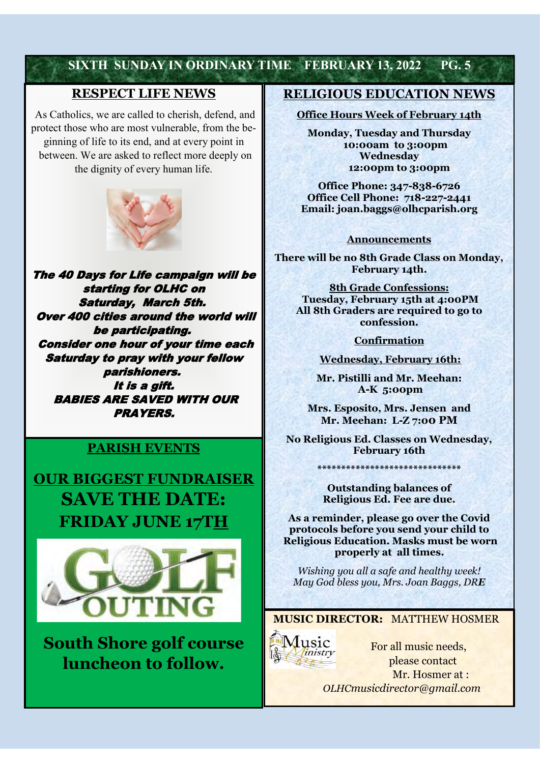## RESPECT LIFE NEWS

As Catholics, we are called to cherish, defend, and protect those who are most vulnerable, from the beginning of life to its end, and at every point in between. We are asked to reflect more deeply on the dignity of every human life.

***The 40 Days for Life campaign will be starting for OLHC on Saturday, March 5th. Over 400 cities around the world will be participating. Consider one hour of your time each Saturday to pray with your fellow parishioners. It is a gift. BABIES ARE SAVED WITH OUR PRAYERS.***

## PARISH EVENTS

# OUR BIGGEST FUNDRAISER

# SAVE THE DATE: FRIDAY JUNE 17TH

GOLF OUTING

## South Shore golf course luncheon to follow.

## RELIGIOUS EDUCATION NEWS

**Office Hours Week of February 14th**

**Monday, Tuesday and Thursday**
**10:00am to 3:00pm**
**Wednesday**
**12:00pm to 3:00pm**

**Office Phone: 347-838-6726**
**Office Cell Phone: 718-227-2441**
**Email: joan.baggs@olhcparish.org**

**Announcements**

**There will be no 8th Grade Class on Monday, February 14th.**

**8th Grade Confessions:**
**Tuesday, February 15th at 4:00PM**
**All 8th Graders are required to go to confession.**

**Confirmation**

**Wednesday, February 16th:**

**Mr. Pistilli and Mr. Meehan: A-K 5:00pm**

**Mrs. Esposito, Mrs. Jensen and Mr. Meehan: L-Z 7:00 PM**

**No Religious Ed. Classes on Wednesday, February 16th**

******************************

**Outstanding balances of Religious Ed. Fee are due.**

**As a reminder, please go over the Covid protocols before you send your child to Religious Education. Masks must be worn properly at all times.**

*Wishing you all a safe and healthy week!*
*May God bless you, Mrs. Joan Baggs, DRE*

**MUSIC DIRECTOR:** MATTHEW HOSMER

For all music needs, please contact Mr. Hosmer at : *OLHCmusicdirector@gmail.com*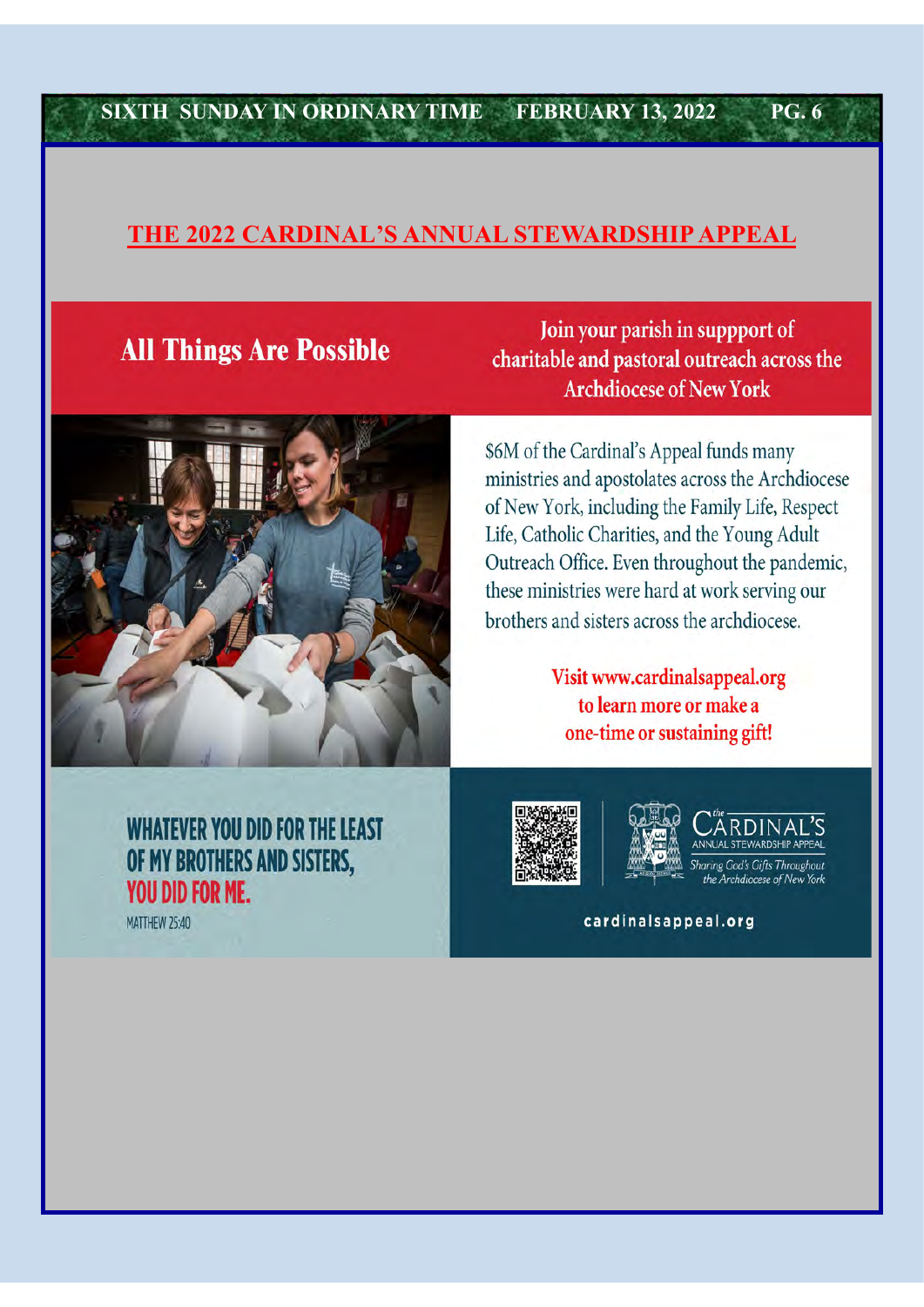## THE 2022 CARDINAL'S ANNUAL STEWARDSHIP APPEAL

### All Things Are Possible

Join your parish in suppport of charitable and pastoral outreach across the Archdiocese of New York

$6M of the Cardinal's Appeal funds many ministries and apostolates across the Archdiocese of New York, including the Family Life, Respect Life, Catholic Charities, and the Young Adult Outreach Office. Even throughout the pandemic, these ministries were hard at work serving our brothers and sisters across the archdiocese.

**Visit www.cardinalsappeal.org to learn more or make a one-time or sustaining gift!**

**WHATEVER YOU DID FOR THE LEAST OF MY BROTHERS AND SISTERS, YOU DID FOR ME.**

MATTHEW 25:40

the CARDINAL'S ANNUAL STEWARDSHIP APPEAL

*Sharing God's Gifts Throughout the Archdiocese of New York*

cardinalsappeal.org